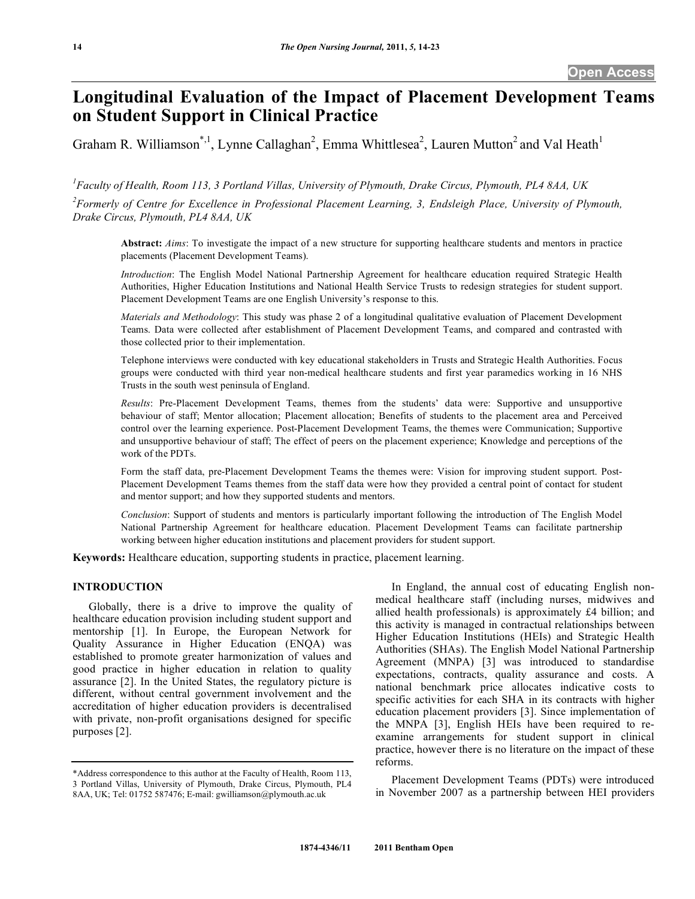Open Access

# Longitudinal Evaluation of the Impact of Placement Development Teams on Student Support in Clinical Practice

Graham R. Williamson*[,1], Lynne Callaghan[2], Emma Whittlesea[2], Lauren Mutton[2] and Val Heath[1]

[1]Faculty of Health, Room 113, 3 Portland Villas, University of Plymouth, Drake Circus, Plymouth, PL4 8AA, UK

[2]Formerly of Centre for Excellence in Professional Placement Learning, 3, Endsleigh Place, University of Plymouth, Drake Circus, Plymouth, PL4 8AA, UK

**Abstract:** *Aims*: To investigate the impact of a new structure for supporting healthcare students and mentors in practice placements (Placement Development Teams).

*Introduction*: The English Model National Partnership Agreement for healthcare education required Strategic Health Authorities, Higher Education Institutions and National Health Service Trusts to redesign strategies for student support. Placement Development Teams are one English University's response to this.

*Materials and Methodology*: This study was phase 2 of a longitudinal qualitative evaluation of Placement Development Teams. Data were collected after establishment of Placement Development Teams, and compared and contrasted with those collected prior to their implementation.

Telephone interviews were conducted with key educational stakeholders in Trusts and Strategic Health Authorities. Focus groups were conducted with third year non-medical healthcare students and first year paramedics working in 16 NHS Trusts in the south west peninsula of England.

*Results*: Pre-Placement Development Teams, themes from the students' data were: Supportive and unsupportive behaviour of staff; Mentor allocation; Placement allocation; Benefits of students to the placement area and Perceived control over the learning experience. Post-Placement Development Teams, the themes were Communication; Supportive and unsupportive behaviour of staff; The effect of peers on the placement experience; Knowledge and perceptions of the work of the PDTs.

Form the staff data, pre-Placement Development Teams the themes were: Vision for improving student support. Post-Placement Development Teams themes from the staff data were how they provided a central point of contact for student and mentor support; and how they supported students and mentors.

*Conclusion*: Support of students and mentors is particularly important following the introduction of The English Model National Partnership Agreement for healthcare education. Placement Development Teams can facilitate partnership working between higher education institutions and placement providers for student support.

**Keywords:** Healthcare education, supporting students in practice, placement learning.

## INTRODUCTION

Globally, there is a drive to improve the quality of healthcare education provision including student support and mentorship [1]. In Europe, the European Network for Quality Assurance in Higher Education (ENQA) was established to promote greater harmonization of values and good practice in higher education in relation to quality assurance [2]. In the United States, the regulatory picture is different, without central government involvement and the accreditation of higher education providers is decentralised with private, non-profit organisations designed for specific purposes [2].

In England, the annual cost of educating English non-medical healthcare staff (including nurses, midwives and allied health professionals) is approximately £4 billion; and this activity is managed in contractual relationships between Higher Education Institutions (HEIs) and Strategic Health Authorities (SHAs). The English Model National Partnership Agreement (MNPA) [3] was introduced to standardise expectations, contracts, quality assurance and costs. A national benchmark price allocates indicative costs to specific activities for each SHA in its contracts with higher education placement providers [3]. Since implementation of the MNPA [3], English HEIs have been required to re-examine arrangements for student support in clinical practice, however there is no literature on the impact of these reforms.

Placement Development Teams (PDTs) were introduced in November 2007 as a partnership between HEI providers

*Address correspondence to this author at the Faculty of Health, Room 113, 3 Portland Villas, University of Plymouth, Drake Circus, Plymouth, PL4 8AA, UK; Tel: 01752 587476; E-mail: gwilliamson@plymouth.ac.uk

1874-4346/11 2011 Bentham Open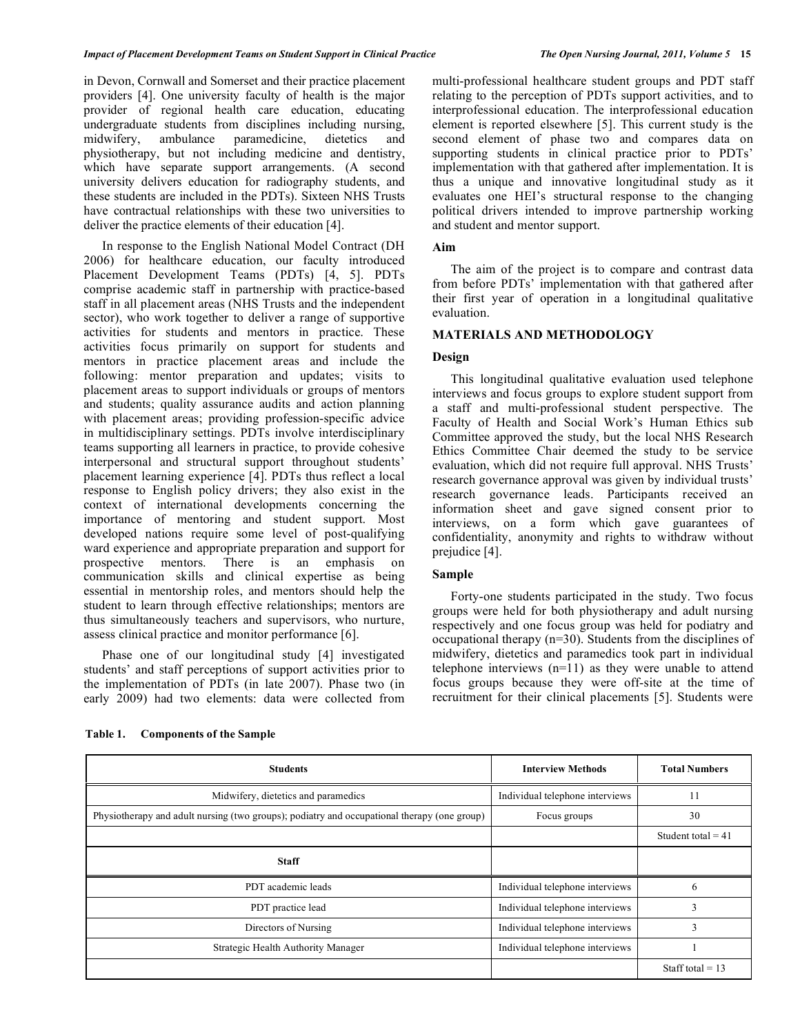in Devon, Cornwall and Somerset and their practice placement providers [4]. One university faculty of health is the major provider of regional health care education, educating undergraduate students from disciplines including nursing, midwifery, ambulance paramedicine, dietetics and physiotherapy, but not including medicine and dentistry, which have separate support arrangements. (A second university delivers education for radiography students, and these students are included in the PDTs). Sixteen NHS Trusts have contractual relationships with these two universities to deliver the practice elements of their education [4].

In response to the English National Model Contract (DH 2006) for healthcare education, our faculty introduced Placement Development Teams (PDTs) [4, 5]. PDTs comprise academic staff in partnership with practice-based staff in all placement areas (NHS Trusts and the independent sector), who work together to deliver a range of supportive activities for students and mentors in practice. These activities focus primarily on support for students and mentors in practice placement areas and include the following: mentor preparation and updates; visits to placement areas to support individuals or groups of mentors and students; quality assurance audits and action planning with placement areas; providing profession-specific advice in multidisciplinary settings. PDTs involve interdisciplinary teams supporting all learners in practice, to provide cohesive interpersonal and structural support throughout students' placement learning experience [4]. PDTs thus reflect a local response to English policy drivers; they also exist in the context of international developments concerning the importance of mentoring and student support. Most developed nations require some level of post-qualifying ward experience and appropriate preparation and support for prospective mentors. There is an emphasis on communication skills and clinical expertise as being essential in mentorship roles, and mentors should help the student to learn through effective relationships; mentors are thus simultaneously teachers and supervisors, who nurture, assess clinical practice and monitor performance [6].

Phase one of our longitudinal study [4] investigated students' and staff perceptions of support activities prior to the implementation of PDTs (in late 2007). Phase two (in early 2009) had two elements: data were collected from multi-professional healthcare student groups and PDT staff relating to the perception of PDTs support activities, and to interprofessional education. The interprofessional education element is reported elsewhere [5]. This current study is the second element of phase two and compares data on supporting students in clinical practice prior to PDTs' implementation with that gathered after implementation. It is thus a unique and innovative longitudinal study as it evaluates one HEI's structural response to the changing political drivers intended to improve partnership working and student and mentor support.

## Aim

The aim of the project is to compare and contrast data from before PDTs' implementation with that gathered after their first year of operation in a longitudinal qualitative evaluation.

## MATERIALS AND METHODOLOGY

### Design

This longitudinal qualitative evaluation used telephone interviews and focus groups to explore student support from a staff and multi-professional student perspective. The Faculty of Health and Social Work's Human Ethics sub Committee approved the study, but the local NHS Research Ethics Committee Chair deemed the study to be service evaluation, which did not require full approval. NHS Trusts' research governance approval was given by individual trusts' research governance leads. Participants received an information sheet and gave signed consent prior to interviews, on a form which gave guarantees of confidentiality, anonymity and rights to withdraw without prejudice [4].

### Sample

Forty-one students participated in the study. Two focus groups were held for both physiotherapy and adult nursing respectively and one focus group was held for podiatry and occupational therapy (n=30). Students from the disciplines of midwifery, dietetics and paramedics took part in individual telephone interviews (n=11) as they were unable to attend focus groups because they were off-site at the time of recruitment for their clinical placements [5]. Students were

**Table 1. Components of the Sample**

| Students | Interview Methods | Total Numbers |
|---|---|---|
| Midwifery, dietetics and paramedics | Individual telephone interviews | 11 |
| Physiotherapy and adult nursing (two groups); podiatry and occupational therapy (one group) | Focus groups | 30 |
| | | Student total = 41 |
| **Staff** | | |
| PDT academic leads | Individual telephone interviews | 6 |
| PDT practice lead | Individual telephone interviews | 3 |
| Directors of Nursing | Individual telephone interviews | 3 |
| Strategic Health Authority Manager | Individual telephone interviews | 1 |
| | | Staff total = 13 |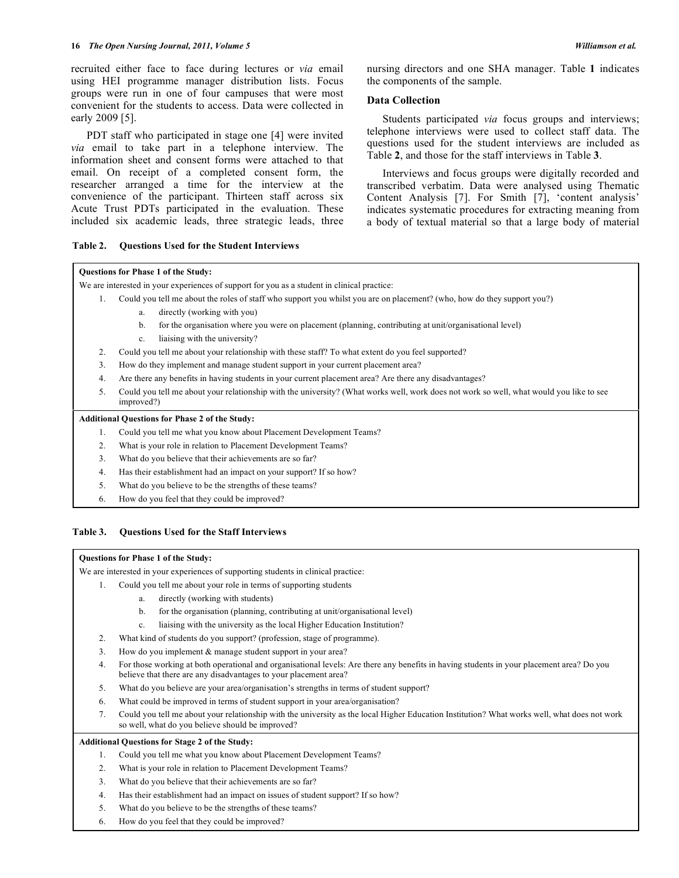recruited either face to face during lectures or *via* email using HEI programme manager distribution lists. Focus groups were run in one of four campuses that were most convenient for the students to access. Data were collected in early 2009 [5].

PDT staff who participated in stage one [4] were invited *via* email to take part in a telephone interview. The information sheet and consent forms were attached to that email. On receipt of a completed consent form, the researcher arranged a time for the interview at the convenience of the participant. Thirteen staff across six Acute Trust PDTs participated in the evaluation. These included six academic leads, three strategic leads, three nursing directors and one SHA manager. Table **1** indicates the components of the sample.

### Data Collection

Students participated *via* focus groups and interviews; telephone interviews were used to collect staff data. The questions used for the student interviews are included as Table **2**, and those for the staff interviews in Table **3**.

Interviews and focus groups were digitally recorded and transcribed verbatim. Data were analysed using Thematic Content Analysis [7]. For Smith [7], 'content analysis' indicates systematic procedures for extracting meaning from a body of textual material so that a large body of material

**Table 2. Questions Used for the Student Interviews**

**Questions for Phase 1 of the Study:**

We are interested in your experiences of support for you as a student in clinical practice:

1. Could you tell me about the roles of staff who support you whilst you are on placement? (who, how do they support you?)
   a. directly (working with you)
   b. for the organisation where you were on placement (planning, contributing at unit/organisational level)
   c. liaising with the university?
2. Could you tell me about your relationship with these staff? To what extent do you feel supported?
3. How do they implement and manage student support in your current placement area?
4. Are there any benefits in having students in your current placement area? Are there any disadvantages?
5. Could you tell me about your relationship with the university? (What works well, work does not work so well, what would you like to see improved?)

**Additional Questions for Phase 2 of the Study:**

1. Could you tell me what you know about Placement Development Teams?
2. What is your role in relation to Placement Development Teams?
3. What do you believe that their achievements are so far?
4. Has their establishment had an impact on your support? If so how?
5. What do you believe to be the strengths of these teams?
6. How do you feel that they could be improved?

**Table 3. Questions Used for the Staff Interviews**

**Questions for Phase 1 of the Study:**

We are interested in your experiences of supporting students in clinical practice:

1. Could you tell me about your role in terms of supporting students
   a. directly (working with students)
   b. for the organisation (planning, contributing at unit/organisational level)
   c. liaising with the university as the local Higher Education Institution?
2. What kind of students do you support? (profession, stage of programme).
3. How do you implement & manage student support in your area?
4. For those working at both operational and organisational levels: Are there any benefits in having students in your placement area? Do you believe that there are any disadvantages to your placement area?
5. What do you believe are your area/organisation's strengths in terms of student support?
6. What could be improved in terms of student support in your area/organisation?
7. Could you tell me about your relationship with the university as the local Higher Education Institution? What works well, what does not work so well, what do you believe should be improved?

**Additional Questions for Stage 2 of the Study:**

1. Could you tell me what you know about Placement Development Teams?
2. What is your role in relation to Placement Development Teams?
3. What do you believe that their achievements are so far?
4. Has their establishment had an impact on issues of student support? If so how?
5. What do you believe to be the strengths of these teams?
6. How do you feel that they could be improved?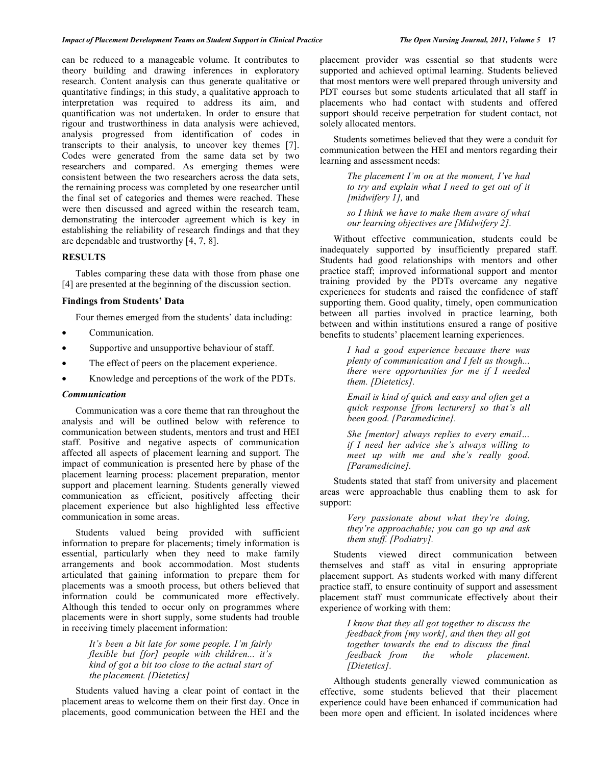can be reduced to a manageable volume. It contributes to theory building and drawing inferences in exploratory research. Content analysis can thus generate qualitative or quantitative findings; in this study, a qualitative approach to interpretation was required to address its aim, and quantification was not undertaken. In order to ensure that rigour and trustworthiness in data analysis were achieved, analysis progressed from identification of codes in transcripts to their analysis, to uncover key themes [7]. Codes were generated from the same data set by two researchers and compared. As emerging themes were consistent between the two researchers across the data sets, the remaining process was completed by one researcher until the final set of categories and themes were reached. These were then discussed and agreed within the research team, demonstrating the intercoder agreement which is key in establishing the reliability of research findings and that they are dependable and trustworthy [4, 7, 8].

## RESULTS

Tables comparing these data with those from phase one [4] are presented at the beginning of the discussion section.

### Findings from Students' Data

Four themes emerged from the students' data including:

- Communication.
- Supportive and unsupportive behaviour of staff.
- The effect of peers on the placement experience.
- Knowledge and perceptions of the work of the PDTs.

#### *Communication*

Communication was a core theme that ran throughout the analysis and will be outlined below with reference to communication between students, mentors and trust and HEI staff. Positive and negative aspects of communication affected all aspects of placement learning and support. The impact of communication is presented here by phase of the placement learning process: placement preparation, mentor support and placement learning. Students generally viewed communication as efficient, positively affecting their placement experience but also highlighted less effective communication in some areas.

Students valued being provided with sufficient information to prepare for placements; timely information is essential, particularly when they need to make family arrangements and book accommodation. Most students articulated that gaining information to prepare them for placements was a smooth process, but others believed that information could be communicated more effectively. Although this tended to occur only on programmes where placements were in short supply, some students had trouble in receiving timely placement information:

> *It's been a bit late for some people. I'm fairly flexible but [for] people with children... it's kind of got a bit too close to the actual start of the placement. [Dietetics]*

Students valued having a clear point of contact in the placement areas to welcome them on their first day. Once in placements, good communication between the HEI and the placement provider was essential so that students were supported and achieved optimal learning. Students believed that most mentors were well prepared through university and PDT courses but some students articulated that all staff in placements who had contact with students and offered support should receive perpetration for student contact, not solely allocated mentors.

Students sometimes believed that they were a conduit for communication between the HEI and mentors regarding their learning and assessment needs:

> *The placement I'm on at the moment, I've had to try and explain what I need to get out of it [midwifery 1],* and
>
> *so I think we have to make them aware of what our learning objectives are [Midwifery 2].*

Without effective communication, students could be inadequately supported by insufficiently prepared staff. Students had good relationships with mentors and other practice staff; improved informational support and mentor training provided by the PDTs overcame any negative experiences for students and raised the confidence of staff supporting them. Good quality, timely, open communication between all parties involved in practice learning, both between and within institutions ensured a range of positive benefits to students' placement learning experiences.

> *I had a good experience because there was plenty of communication and I felt as though... there were opportunities for me if I needed them. [Dietetics].*
>
> *Email is kind of quick and easy and often get a quick response [from lecturers] so that's all been good. [Paramedicine].*
>
> *She [mentor] always replies to every email… if I need her advice she's always willing to meet up with me and she's really good. [Paramedicine].*

Students stated that staff from university and placement areas were approachable thus enabling them to ask for support:

> *Very passionate about what they're doing, they're approachable; you can go up and ask them stuff. [Podiatry].*

Students viewed direct communication between themselves and staff as vital in ensuring appropriate placement support. As students worked with many different practice staff, to ensure continuity of support and assessment placement staff must communicate effectively about their experience of working with them:

> *I know that they all got together to discuss the feedback from [my work], and then they all got together towards the end to discuss the final feedback from the whole placement. [Dietetics].*

Although students generally viewed communication as effective, some students believed that their placement experience could have been enhanced if communication had been more open and efficient. In isolated incidences where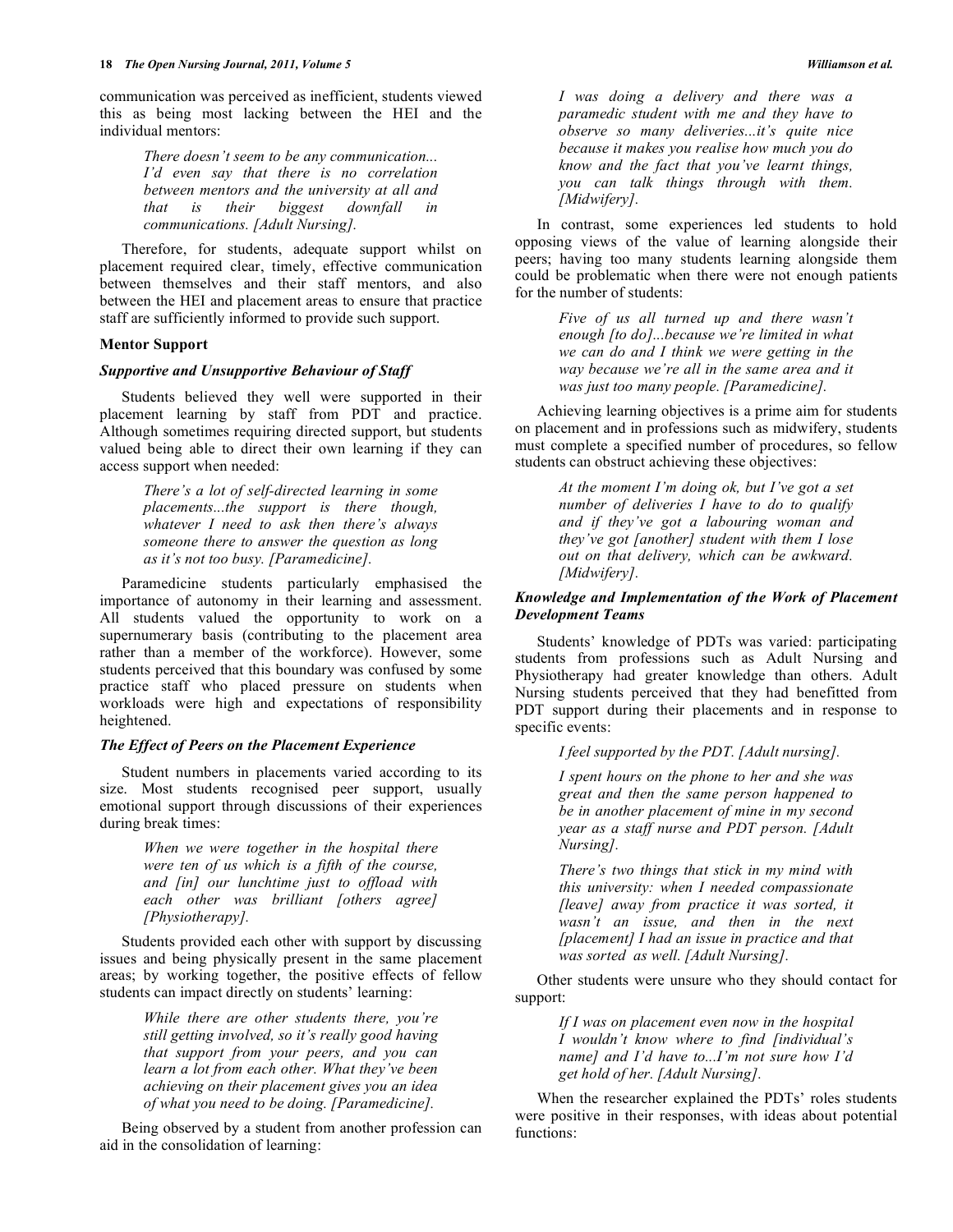communication was perceived as inefficient, students viewed this as being most lacking between the HEI and the individual mentors:

> *There doesn't seem to be any communication... I'd even say that there is no correlation between mentors and the university at all and that is their biggest downfall in communications. [Adult Nursing].*

Therefore, for students, adequate support whilst on placement required clear, timely, effective communication between themselves and their staff mentors, and also between the HEI and placement areas to ensure that practice staff are sufficiently informed to provide such support.

**Mentor Support**

***Supportive and Unsupportive Behaviour of Staff***

Students believed they well were supported in their placement learning by staff from PDT and practice. Although sometimes requiring directed support, but students valued being able to direct their own learning if they can access support when needed:

> *There's a lot of self-directed learning in some placements...the support is there though, whatever I need to ask then there's always someone there to answer the question as long as it's not too busy. [Paramedicine].*

Paramedicine students particularly emphasised the importance of autonomy in their learning and assessment. All students valued the opportunity to work on a supernumerary basis (contributing to the placement area rather than a member of the workforce). However, some students perceived that this boundary was confused by some practice staff who placed pressure on students when workloads were high and expectations of responsibility heightened.

***The Effect of Peers on the Placement Experience***

Student numbers in placements varied according to its size. Most students recognised peer support, usually emotional support through discussions of their experiences during break times:

> *When we were together in the hospital there were ten of us which is a fifth of the course, and [in] our lunchtime just to offload with each other was brilliant [others agree] [Physiotherapy].*

Students provided each other with support by discussing issues and being physically present in the same placement areas; by working together, the positive effects of fellow students can impact directly on students' learning:

> *While there are other students there, you're still getting involved, so it's really good having that support from your peers, and you can learn a lot from each other. What they've been achieving on their placement gives you an idea of what you need to be doing. [Paramedicine].*

Being observed by a student from another profession can aid in the consolidation of learning:

> *I was doing a delivery and there was a paramedic student with me and they have to observe so many deliveries...it's quite nice because it makes you realise how much you do know and the fact that you've learnt things, you can talk things through with them. [Midwifery].*

In contrast, some experiences led students to hold opposing views of the value of learning alongside their peers; having too many students learning alongside them could be problematic when there were not enough patients for the number of students:

> *Five of us all turned up and there wasn't enough [to do]...because we're limited in what we can do and I think we were getting in the way because we're all in the same area and it was just too many people. [Paramedicine].*

Achieving learning objectives is a prime aim for students on placement and in professions such as midwifery, students must complete a specified number of procedures, so fellow students can obstruct achieving these objectives:

> *At the moment I'm doing ok, but I've got a set number of deliveries I have to do to qualify and if they've got a labouring woman and they've got [another] student with them I lose out on that delivery, which can be awkward. [Midwifery].*

***Knowledge and Implementation of the Work of Placement Development Teams***

Students' knowledge of PDTs was varied: participating students from professions such as Adult Nursing and Physiotherapy had greater knowledge than others. Adult Nursing students perceived that they had benefitted from PDT support during their placements and in response to specific events:

> *I feel supported by the PDT. [Adult nursing].*

> *I spent hours on the phone to her and she was great and then the same person happened to be in another placement of mine in my second year as a staff nurse and PDT person. [Adult Nursing].*

> *There's two things that stick in my mind with this university: when I needed compassionate [leave] away from practice it was sorted, it wasn't an issue, and then in the next [placement] I had an issue in practice and that was sorted as well. [Adult Nursing].*

Other students were unsure who they should contact for support:

> *If I was on placement even now in the hospital I wouldn't know where to find [individual's name] and I'd have to...I'm not sure how I'd get hold of her. [Adult Nursing].*

When the researcher explained the PDTs' roles students were positive in their responses, with ideas about potential functions: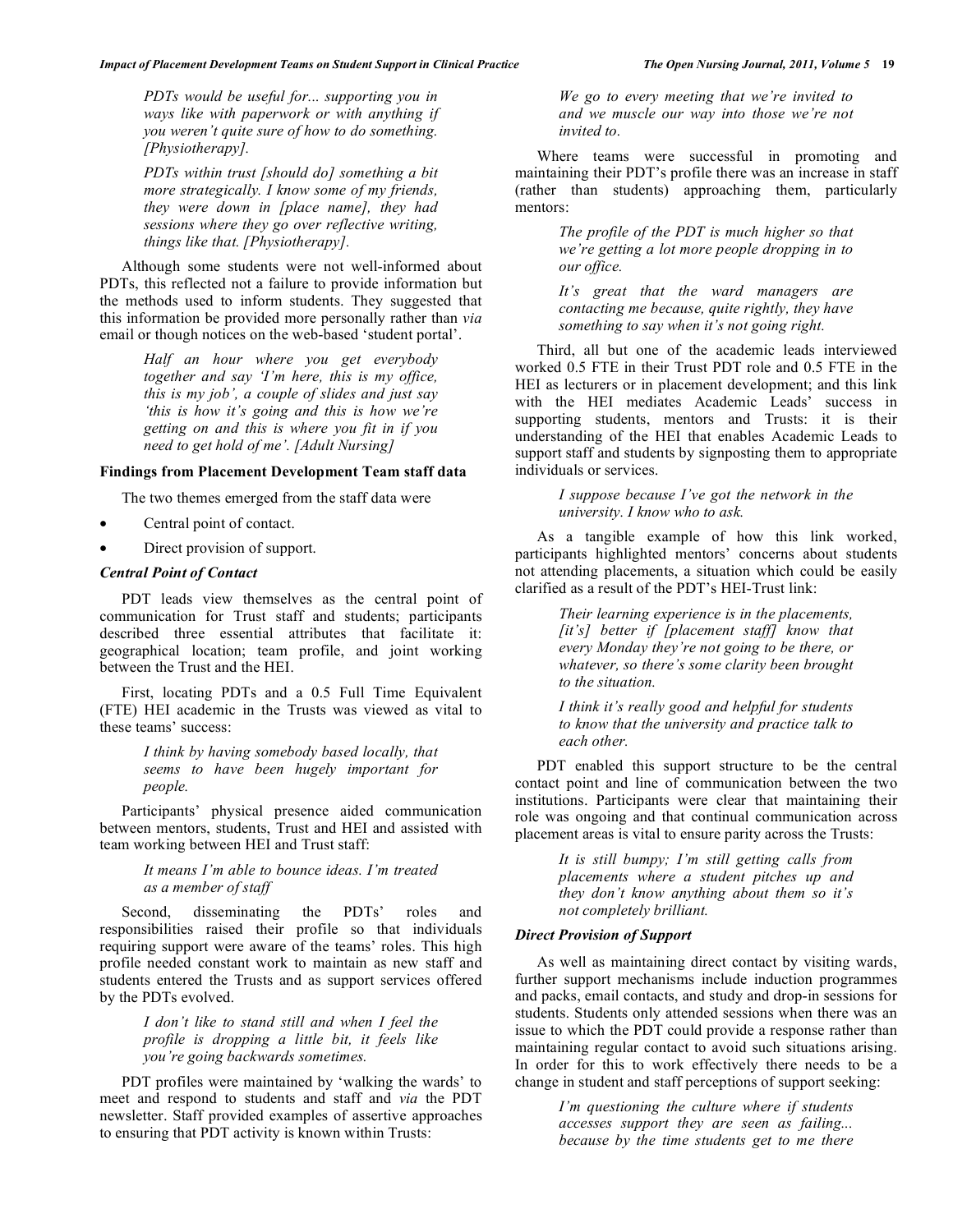> *PDTs would be useful for... supporting you in ways like with paperwork or with anything if you weren't quite sure of how to do something. [Physiotherapy].*

> *PDTs within trust [should do] something a bit more strategically. I know some of my friends, they were down in [place name], they had sessions where they go over reflective writing, things like that. [Physiotherapy].*

Although some students were not well-informed about PDTs, this reflected not a failure to provide information but the methods used to inform students. They suggested that this information be provided more personally rather than *via* email or though notices on the web-based 'student portal'.

> *Half an hour where you get everybody together and say 'I'm here, this is my office, this is my job', a couple of slides and just say 'this is how it's going and this is how we're getting on and this is where you fit in if you need to get hold of me'. [Adult Nursing]*

### Findings from Placement Development Team staff data

The two themes emerged from the staff data were

- Central point of contact.
- Direct provision of support.

#### *Central Point of Contact*

PDT leads view themselves as the central point of communication for Trust staff and students; participants described three essential attributes that facilitate it: geographical location; team profile, and joint working between the Trust and the HEI.

First, locating PDTs and a 0.5 Full Time Equivalent (FTE) HEI academic in the Trusts was viewed as vital to these teams' success:

> *I think by having somebody based locally, that seems to have been hugely important for people.*

Participants' physical presence aided communication between mentors, students, Trust and HEI and assisted with team working between HEI and Trust staff:

> *It means I'm able to bounce ideas. I'm treated as a member of staff*

Second, disseminating the PDTs' roles and responsibilities raised their profile so that individuals requiring support were aware of the teams' roles. This high profile needed constant work to maintain as new staff and students entered the Trusts and as support services offered by the PDTs evolved.

> *I don't like to stand still and when I feel the profile is dropping a little bit, it feels like you're going backwards sometimes.*

PDT profiles were maintained by 'walking the wards' to meet and respond to students and staff and *via* the PDT newsletter. Staff provided examples of assertive approaches to ensuring that PDT activity is known within Trusts:

> *We go to every meeting that we're invited to and we muscle our way into those we're not invited to.*

Where teams were successful in promoting and maintaining their PDT's profile there was an increase in staff (rather than students) approaching them, particularly mentors:

> *The profile of the PDT is much higher so that we're getting a lot more people dropping in to our office.*

> *It's great that the ward managers are contacting me because, quite rightly, they have something to say when it's not going right.*

Third, all but one of the academic leads interviewed worked 0.5 FTE in their Trust PDT role and 0.5 FTE in the HEI as lecturers or in placement development; and this link with the HEI mediates Academic Leads' success in supporting students, mentors and Trusts: it is their understanding of the HEI that enables Academic Leads to support staff and students by signposting them to appropriate individuals or services.

> *I suppose because I've got the network in the university. I know who to ask.*

As a tangible example of how this link worked, participants highlighted mentors' concerns about students not attending placements, a situation which could be easily clarified as a result of the PDT's HEI-Trust link:

> *Their learning experience is in the placements, [it's] better if [placement staff] know that every Monday they're not going to be there, or whatever, so there's some clarity been brought to the situation.*

> *I think it's really good and helpful for students to know that the university and practice talk to each other.*

PDT enabled this support structure to be the central contact point and line of communication between the two institutions. Participants were clear that maintaining their role was ongoing and that continual communication across placement areas is vital to ensure parity across the Trusts:

> *It is still bumpy; I'm still getting calls from placements where a student pitches up and they don't know anything about them so it's not completely brilliant.*

#### *Direct Provision of Support*

As well as maintaining direct contact by visiting wards, further support mechanisms include induction programmes and packs, email contacts, and study and drop-in sessions for students. Students only attended sessions when there was an issue to which the PDT could provide a response rather than maintaining regular contact to avoid such situations arising. In order for this to work effectively there needs to be a change in student and staff perceptions of support seeking:

> *I'm questioning the culture where if students accesses support they are seen as failing... because by the time students get to me there*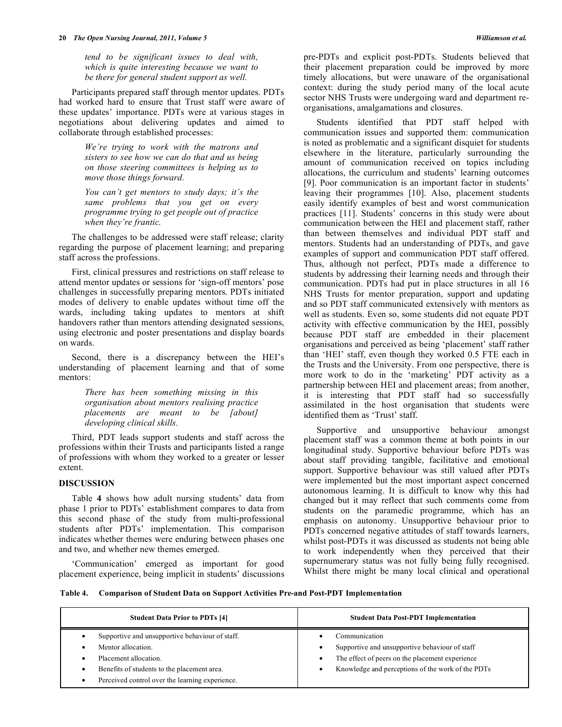*tend to be significant issues to deal with, which is quite interesting because we want to be there for general student support as well.*

Participants prepared staff through mentor updates. PDTs had worked hard to ensure that Trust staff were aware of these updates' importance. PDTs were at various stages in negotiations about delivering updates and aimed to collaborate through established processes:

> *We're trying to work with the matrons and sisters to see how we can do that and us being on those steering committees is helping us to move those things forward.*
>
> *You can't get mentors to study days; it's the same problems that you get on every programme trying to get people out of practice when they're frantic.*

The challenges to be addressed were staff release; clarity regarding the purpose of placement learning; and preparing staff across the professions.

First, clinical pressures and restrictions on staff release to attend mentor updates or sessions for 'sign-off mentors' pose challenges in successfully preparing mentors. PDTs initiated modes of delivery to enable updates without time off the wards, including taking updates to mentors at shift handovers rather than mentors attending designated sessions, using electronic and poster presentations and display boards on wards.

Second, there is a discrepancy between the HEI's understanding of placement learning and that of some mentors:

> *There has been something missing in this organisation about mentors realising practice placements are meant to be [about] developing clinical skills.*

Third, PDT leads support students and staff across the professions within their Trusts and participants listed a range of professions with whom they worked to a greater or lesser extent.

## DISCUSSION

Table **4** shows how adult nursing students' data from phase 1 prior to PDTs' establishment compares to data from this second phase of the study from multi-professional students after PDTs' implementation. This comparison indicates whether themes were enduring between phases one and two, and whether new themes emerged.

'Communication' emerged as important for good placement experience, being implicit in students' discussions pre-PDTs and explicit post-PDTs. Students believed that their placement preparation could be improved by more timely allocations, but were unaware of the organisational context: during the study period many of the local acute sector NHS Trusts were undergoing ward and department re-organisations, amalgamations and closures.

Students identified that PDT staff helped with communication issues and supported them: communication is noted as problematic and a significant disquiet for students elsewhere in the literature, particularly surrounding the amount of communication received on topics including allocations, the curriculum and students' learning outcomes [9]. Poor communication is an important factor in students' leaving their programmes [10]. Also, placement students easily identify examples of best and worst communication practices [11]. Students' concerns in this study were about communication between the HEI and placement staff, rather than between themselves and individual PDT staff and mentors. Students had an understanding of PDTs, and gave examples of support and communication PDT staff offered. Thus, although not perfect, PDTs made a difference to students by addressing their learning needs and through their communication. PDTs had put in place structures in all 16 NHS Trusts for mentor preparation, support and updating and so PDT staff communicated extensively with mentors as well as students. Even so, some students did not equate PDT activity with effective communication by the HEI, possibly because PDT staff are embedded in their placement organisations and perceived as being 'placement' staff rather than 'HEI' staff, even though they worked 0.5 FTE each in the Trusts and the University. From one perspective, there is more work to do in the 'marketing' PDT activity as a partnership between HEI and placement areas; from another, it is interesting that PDT staff had so successfully assimilated in the host organisation that students were identified them as 'Trust' staff.

Supportive and unsupportive behaviour amongst placement staff was a common theme at both points in our longitudinal study. Supportive behaviour before PDTs was about staff providing tangible, facilitative and emotional support. Supportive behaviour was still valued after PDTs were implemented but the most important aspect concerned autonomous learning. It is difficult to know why this had changed but it may reflect that such comments come from students on the paramedic programme, which has an emphasis on autonomy. Unsupportive behaviour prior to PDTs concerned negative attitudes of staff towards learners, whilst post-PDTs it was discussed as students not being able to work independently when they perceived that their supernumerary status was not fully being fully recognised. Whilst there might be many local clinical and operational

**Table 4. Comparison of Student Data on Support Activities Pre-and Post-PDT Implementation**

| Student Data Prior to PDTs [4] | Student Data Post-PDT Implementation |
|---|---|
| • Supportive and unsupportive behaviour of staff.<br>• Mentor allocation.<br>• Placement allocation.<br>• Benefits of students to the placement area.<br>• Perceived control over the learning experience. | • Communication<br>• Supportive and unsupportive behaviour of staff<br>• The effect of peers on the placement experience<br>• Knowledge and perceptions of the work of the PDTs |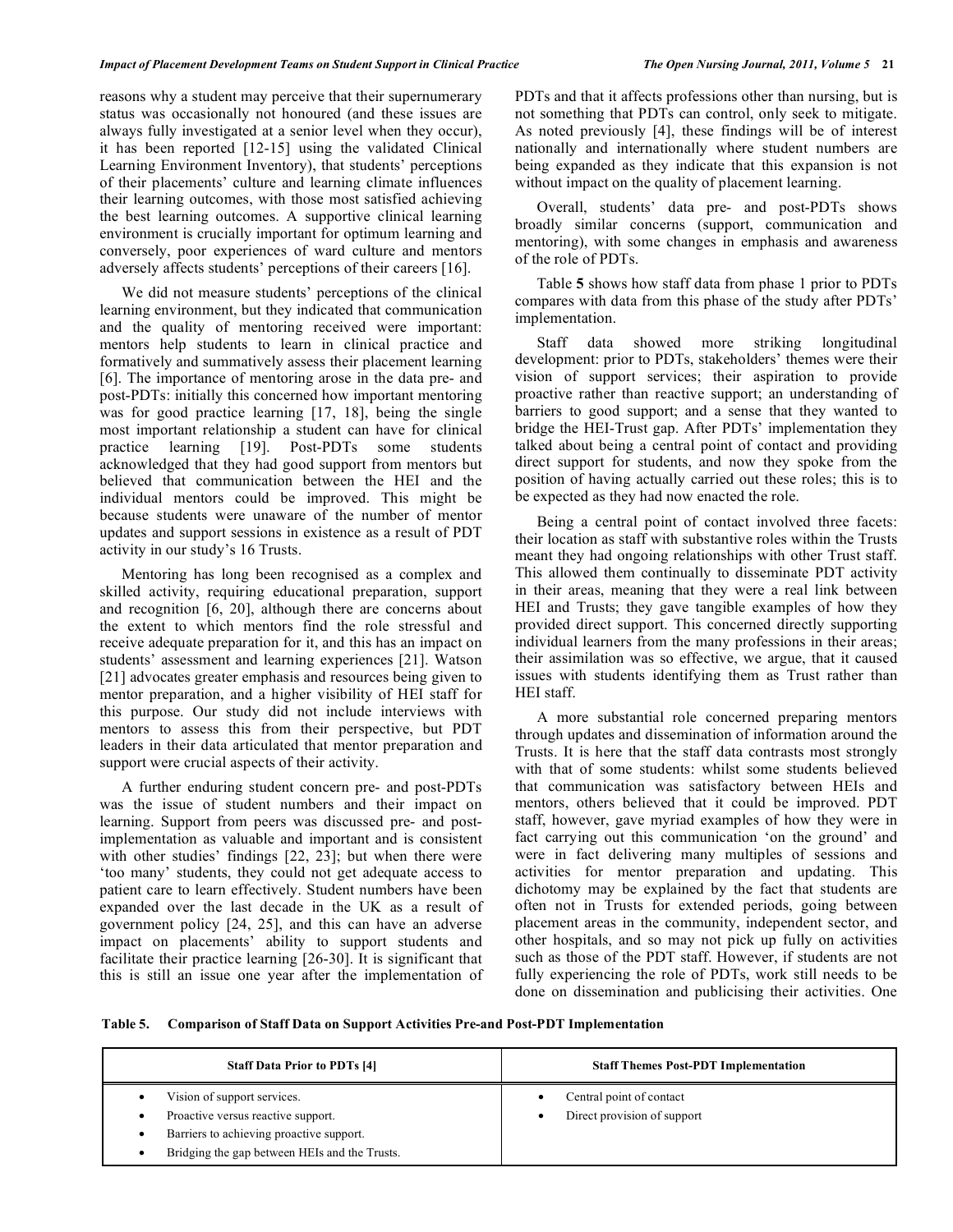reasons why a student may perceive that their supernumerary status was occasionally not honoured (and these issues are always fully investigated at a senior level when they occur), it has been reported [12-15] using the validated Clinical Learning Environment Inventory), that students' perceptions of their placements' culture and learning climate influences their learning outcomes, with those most satisfied achieving the best learning outcomes. A supportive clinical learning environment is crucially important for optimum learning and conversely, poor experiences of ward culture and mentors adversely affects students' perceptions of their careers [16].

We did not measure students' perceptions of the clinical learning environment, but they indicated that communication and the quality of mentoring received were important: mentors help students to learn in clinical practice and formatively and summatively assess their placement learning [6]. The importance of mentoring arose in the data pre- and post-PDTs: initially this concerned how important mentoring was for good practice learning [17, 18], being the single most important relationship a student can have for clinical practice learning [19]. Post-PDTs some students acknowledged that they had good support from mentors but believed that communication between the HEI and the individual mentors could be improved. This might be because students were unaware of the number of mentor updates and support sessions in existence as a result of PDT activity in our study's 16 Trusts.

Mentoring has long been recognised as a complex and skilled activity, requiring educational preparation, support and recognition [6, 20], although there are concerns about the extent to which mentors find the role stressful and receive adequate preparation for it, and this has an impact on students' assessment and learning experiences [21]. Watson [21] advocates greater emphasis and resources being given to mentor preparation, and a higher visibility of HEI staff for this purpose. Our study did not include interviews with mentors to assess this from their perspective, but PDT leaders in their data articulated that mentor preparation and support were crucial aspects of their activity.

A further enduring student concern pre- and post-PDTs was the issue of student numbers and their impact on learning. Support from peers was discussed pre- and post-implementation as valuable and important and is consistent with other studies' findings [22, 23]; but when there were 'too many' students, they could not get adequate access to patient care to learn effectively. Student numbers have been expanded over the last decade in the UK as a result of government policy [24, 25], and this can have an adverse impact on placements' ability to support students and facilitate their practice learning [26-30]. It is significant that this is still an issue one year after the implementation of PDTs and that it affects professions other than nursing, but is not something that PDTs can control, only seek to mitigate. As noted previously [4], these findings will be of interest nationally and internationally where student numbers are being expanded as they indicate that this expansion is not without impact on the quality of placement learning.

Overall, students' data pre- and post-PDTs shows broadly similar concerns (support, communication and mentoring), with some changes in emphasis and awareness of the role of PDTs.

Table **5** shows how staff data from phase 1 prior to PDTs compares with data from this phase of the study after PDTs' implementation.

Staff data showed more striking longitudinal development: prior to PDTs, stakeholders' themes were their vision of support services; their aspiration to provide proactive rather than reactive support; an understanding of barriers to good support; and a sense that they wanted to bridge the HEI-Trust gap. After PDTs' implementation they talked about being a central point of contact and providing direct support for students, and now they spoke from the position of having actually carried out these roles; this is to be expected as they had now enacted the role.

Being a central point of contact involved three facets: their location as staff with substantive roles within the Trusts meant they had ongoing relationships with other Trust staff. This allowed them continually to disseminate PDT activity in their areas, meaning that they were a real link between HEI and Trusts; they gave tangible examples of how they provided direct support. This concerned directly supporting individual learners from the many professions in their areas; their assimilation was so effective, we argue, that it caused issues with students identifying them as Trust rather than HEI staff.

A more substantial role concerned preparing mentors through updates and dissemination of information around the Trusts. It is here that the staff data contrasts most strongly with that of some students: whilst some students believed that communication was satisfactory between HEIs and mentors, others believed that it could be improved. PDT staff, however, gave myriad examples of how they were in fact carrying out this communication 'on the ground' and were in fact delivering many multiples of sessions and activities for mentor preparation and updating. This dichotomy may be explained by the fact that students are often not in Trusts for extended periods, going between placement areas in the community, independent sector, and other hospitals, and so may not pick up fully on activities such as those of the PDT staff. However, if students are not fully experiencing the role of PDTs, work still needs to be done on dissemination and publicising their activities. One

**Table 5. Comparison of Staff Data on Support Activities Pre-and Post-PDT Implementation**

| Staff Data Prior to PDTs [4] | Staff Themes Post-PDT Implementation |
|---|---|
| • Vision of support services.<br>• Proactive versus reactive support.<br>• Barriers to achieving proactive support.<br>• Bridging the gap between HEIs and the Trusts. | • Central point of contact<br>• Direct provision of support |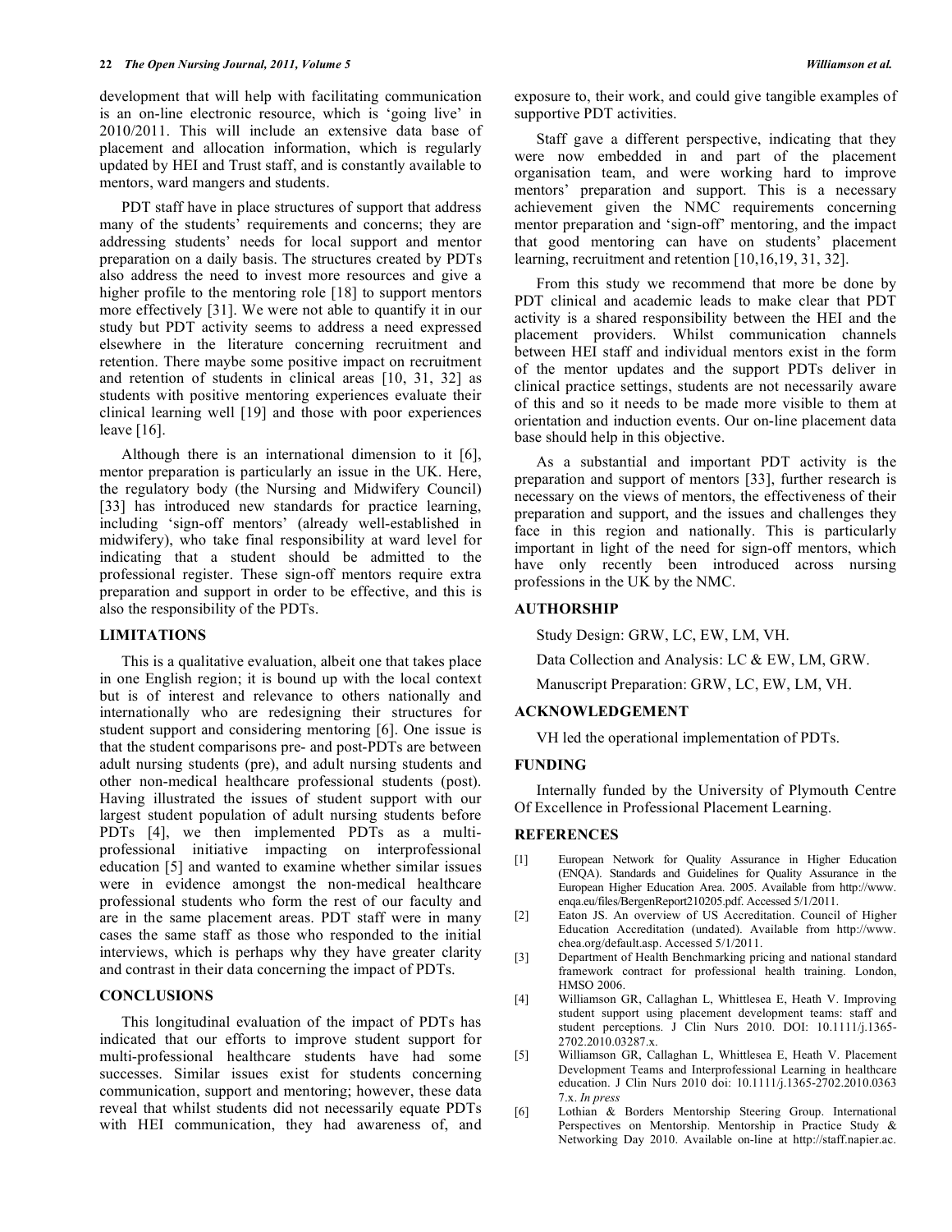development that will help with facilitating communication is an on-line electronic resource, which is 'going live' in 2010/2011. This will include an extensive data base of placement and allocation information, which is regularly updated by HEI and Trust staff, and is constantly available to mentors, ward mangers and students.

PDT staff have in place structures of support that address many of the students' requirements and concerns; they are addressing students' needs for local support and mentor preparation on a daily basis. The structures created by PDTs also address the need to invest more resources and give a higher profile to the mentoring role [18] to support mentors more effectively [31]. We were not able to quantify it in our study but PDT activity seems to address a need expressed elsewhere in the literature concerning recruitment and retention. There maybe some positive impact on recruitment and retention of students in clinical areas [10, 31, 32] as students with positive mentoring experiences evaluate their clinical learning well [19] and those with poor experiences leave [16].

Although there is an international dimension to it [6], mentor preparation is particularly an issue in the UK. Here, the regulatory body (the Nursing and Midwifery Council) [33] has introduced new standards for practice learning, including 'sign-off mentors' (already well-established in midwifery), who take final responsibility at ward level for indicating that a student should be admitted to the professional register. These sign-off mentors require extra preparation and support in order to be effective, and this is also the responsibility of the PDTs.

## LIMITATIONS

This is a qualitative evaluation, albeit one that takes place in one English region; it is bound up with the local context but is of interest and relevance to others nationally and internationally who are redesigning their structures for student support and considering mentoring [6]. One issue is that the student comparisons pre- and post-PDTs are between adult nursing students (pre), and adult nursing students and other non-medical healthcare professional students (post). Having illustrated the issues of student support with our largest student population of adult nursing students before PDTs [4], we then implemented PDTs as a multi-professional initiative impacting on interprofessional education [5] and wanted to examine whether similar issues were in evidence amongst the non-medical healthcare professional students who form the rest of our faculty and are in the same placement areas. PDT staff were in many cases the same staff as those who responded to the initial interviews, which is perhaps why they have greater clarity and contrast in their data concerning the impact of PDTs.

## CONCLUSIONS

This longitudinal evaluation of the impact of PDTs has indicated that our efforts to improve student support for multi-professional healthcare students have had some successes. Similar issues exist for students concerning communication, support and mentoring; however, these data reveal that whilst students did not necessarily equate PDTs with HEI communication, they had awareness of, and exposure to, their work, and could give tangible examples of supportive PDT activities.

Staff gave a different perspective, indicating that they were now embedded in and part of the placement organisation team, and were working hard to improve mentors' preparation and support. This is a necessary achievement given the NMC requirements concerning mentor preparation and 'sign-off' mentoring, and the impact that good mentoring can have on students' placement learning, recruitment and retention [10,16,19, 31, 32].

From this study we recommend that more be done by PDT clinical and academic leads to make clear that PDT activity is a shared responsibility between the HEI and the placement providers. Whilst communication channels between HEI staff and individual mentors exist in the form of the mentor updates and the support PDTs deliver in clinical practice settings, students are not necessarily aware of this and so it needs to be made more visible to them at orientation and induction events. Our on-line placement data base should help in this objective.

As a substantial and important PDT activity is the preparation and support of mentors [33], further research is necessary on the views of mentors, the effectiveness of their preparation and support, and the issues and challenges they face in this region and nationally. This is particularly important in light of the need for sign-off mentors, which have only recently been introduced across nursing professions in the UK by the NMC.

## AUTHORSHIP

Study Design: GRW, LC, EW, LM, VH.

Data Collection and Analysis: LC & EW, LM, GRW.

Manuscript Preparation: GRW, LC, EW, LM, VH.

## ACKNOWLEDGEMENT

VH led the operational implementation of PDTs.

## FUNDING

Internally funded by the University of Plymouth Centre Of Excellence in Professional Placement Learning.

## REFERENCES

[1] European Network for Quality Assurance in Higher Education (ENQA). Standards and Guidelines for Quality Assurance in the European Higher Education Area. 2005. Available from http://www.enqa.eu/files/BergenReport210205.pdf. Accessed 5/1/2011.

[2] Eaton JS. An overview of US Accreditation. Council of Higher Education Accreditation (undated). Available from http://www.chea.org/default.asp. Accessed 5/1/2011.

[3] Department of Health Benchmarking pricing and national standard framework contract for professional health training. London, HMSO 2006.

[4] Williamson GR, Callaghan L, Whittlesea E, Heath V. Improving student support using placement development teams: staff and student perceptions. J Clin Nurs 2010. DOI: 10.1111/j.1365-2702.2010.03287.x.

[5] Williamson GR, Callaghan L, Whittlesea E, Heath V. Placement Development Teams and Interprofessional Learning in healthcare education. J Clin Nurs 2010 doi: 10.1111/j.1365-2702.2010.03637.x. *In press*

[6] Lothian & Borders Mentorship Steering Group. International Perspectives on Mentorship. Mentorship in Practice Study & Networking Day 2010. Available on-line at http://staff.napier.ac.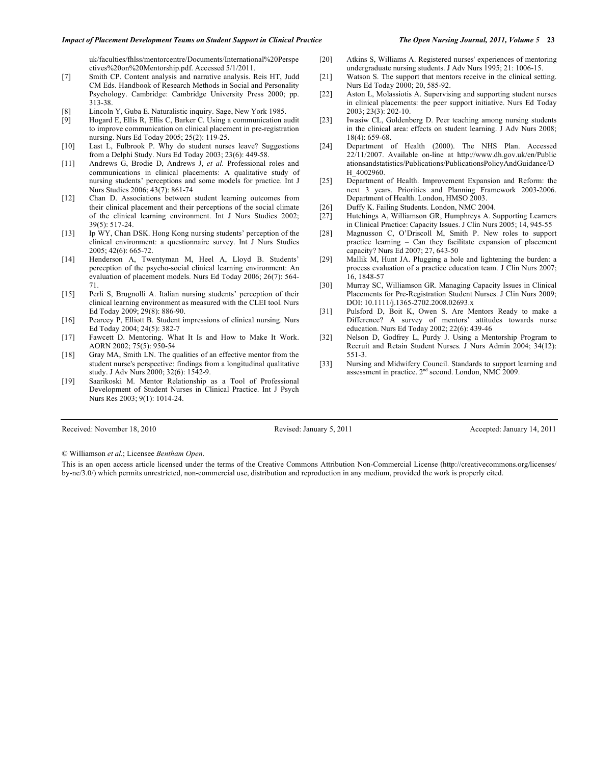uk/faculties/fhlss/mentorcentre/Documents/International%20Perspectives%20on%20Mentorship.pdf. Accessed 5/1/2011.

[7] Smith CP. Content analysis and narrative analysis. Reis HT, Judd CM Eds. Handbook of Research Methods in Social and Personality Psychology. Cambridge: Cambridge University Press 2000; pp. 313-38.

[8] Lincoln Y, Guba E. Naturalistic inquiry. Sage, New York 1985.

[9] Hogard E, Ellis R, Ellis C, Barker C. Using a communication audit to improve communication on clinical placement in pre-registration nursing. Nurs Ed Today 2005; 25(2): 119-25.

[10] Last L, Fulbrook P. Why do student nurses leave? Suggestions from a Delphi Study. Nurs Ed Today 2003; 23(6): 449-58.

[11] Andrews G, Brodie D, Andrews J, *et al*. Professional roles and communications in clinical placements: A qualitative study of nursing students' perceptions and some models for practice. Int J Nurs Studies 2006; 43(7): 861-74

[12] Chan D. Associations between student learning outcomes from their clinical placement and their perceptions of the social climate of the clinical learning environment. Int J Nurs Studies 2002; 39(5): 517-24.

[13] Ip WY, Chan DSK. Hong Kong nursing students' perception of the clinical environment: a questionnaire survey. Int J Nurs Studies 2005; 42(6): 665-72.

[14] Henderson A, Twentyman M, Heel A, Lloyd B. Students' perception of the psycho-social clinical learning environment: An evaluation of placement models. Nurs Ed Today 2006; 26(7): 564-71.

[15] Perli S, Brugnolli A. Italian nursing students' perception of their clinical learning environment as measured with the CLEI tool. Nurs Ed Today 2009; 29(8): 886-90.

[16] Pearcey P, Elliott B. Student impressions of clinical nursing. Nurs Ed Today 2004; 24(5): 382-7

[17] Fawcett D. Mentoring. What It Is and How to Make It Work. AORN 2002; 75(5): 950-54

[18] Gray MA, Smith LN. The qualities of an effective mentor from the student nurse's perspective: findings from a longitudinal qualitative study. J Adv Nurs 2000; 32(6): 1542-9.

[19] Saarikoski M. Mentor Relationship as a Tool of Professional Development of Student Nurses in Clinical Practice. Int J Psych Nurs Res 2003; 9(1): 1014-24.

[20] Atkins S, Williams A. Registered nurses' experiences of mentoring undergraduate nursing students. J Adv Nurs 1995; 21: 1006-15.

[21] Watson S. The support that mentors receive in the clinical setting. Nurs Ed Today 2000; 20, 585-92.

[22] Aston L, Molassiotis A. Supervising and supporting student nurses in clinical placements: the peer support initiative. Nurs Ed Today 2003; 23(3): 202-10.

[23] Iwasiw CL, Goldenberg D. Peer teaching among nursing students in the clinical area: effects on student learning. J Adv Nurs 2008; 18(4): 659-68.

[24] Department of Health (2000). The NHS Plan. Accessed 22/11/2007. Available on-line at http://www.dh.gov.uk/en/Publicationsandstatistics/Publications/PublicationsPolicyAndGuidance/DH_4002960.

[25] Department of Health. Improvement Expansion and Reform: the next 3 years. Priorities and Planning Framework 2003-2006. Department of Health. London, HMSO 2003.

[26] Duffy K. Failing Students. London, NMC 2004.

[27] Hutchings A, Williamson GR, Humphreys A. Supporting Learners in Clinical Practice: Capacity Issues. J Clin Nurs 2005; 14, 945-55

[28] Magnusson C, O'Driscoll M, Smith P. New roles to support practice learning – Can they facilitate expansion of placement capacity? Nurs Ed 2007; 27, 643-50

[29] Mallik M, Hunt JA. Plugging a hole and lightening the burden: a process evaluation of a practice education team. J Clin Nurs 2007; 16, 1848-57

[30] Murray SC, Williamson GR. Managing Capacity Issues in Clinical Placements for Pre-Registration Student Nurses. J Clin Nurs 2009; DOI: 10.1111/j.1365-2702.2008.02693.x

[31] Pulsford D, Boit K, Owen S. Are Mentors Ready to make a Difference? A survey of mentors' attitudes towards nurse education. Nurs Ed Today 2002; 22(6): 439-46

[32] Nelson D, Godfrey L, Purdy J. Using a Mentorship Program to Recruit and Retain Student Nurses. J Nurs Admin 2004; 34(12): 551-3.

[33] Nursing and Midwifery Council. Standards to support learning and assessment in practice. 2nd second. London, NMC 2009.

Received: November 18, 2010 Revised: January 5, 2011 Accepted: January 14, 2011

© Williamson *et al.*; Licensee *Bentham Open*.

This is an open access article licensed under the terms of the Creative Commons Attribution Non-Commercial License (http://creativecommons.org/licenses/by-nc/3.0/) which permits unrestricted, non-commercial use, distribution and reproduction in any medium, provided the work is properly cited.